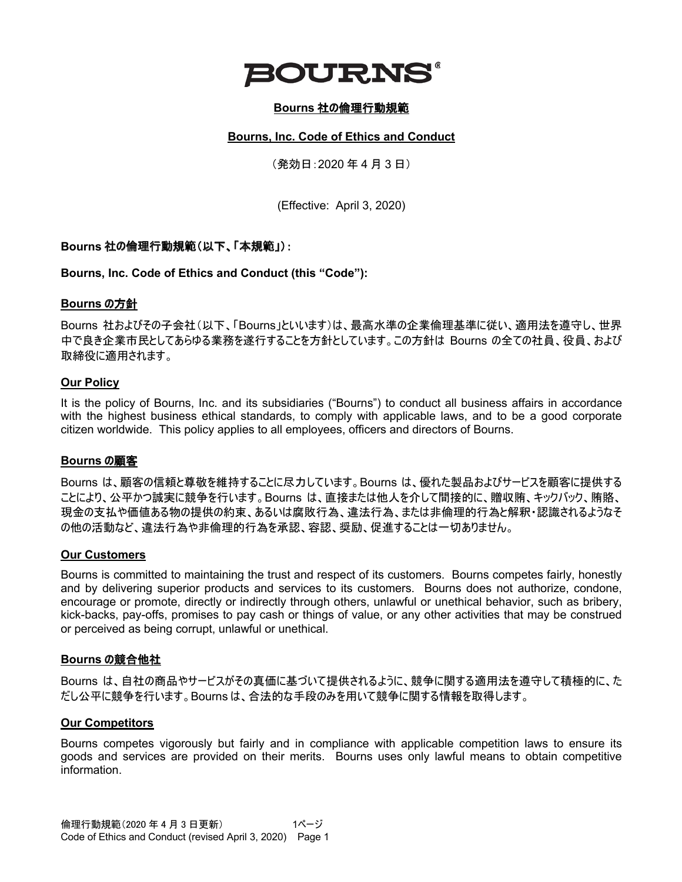**BOURNS®**

**<u>Bourns 社の倫理行動規範</u>**

**<u>Bourns, Inc. Code of Ethics and Conduct</u>**

（発効日：2020 年 4 月 3 日）

(Effective: April 3, 2020)

**Bourns 社の倫理行動規範（以下、「本規範」）：**

**Bourns, Inc. Code of Ethics and Conduct (this "Code"):**

## Bourns の方針

Bourns 社およびその子会社（以下、「Bourns」といいます）は、最高水準の企業倫理基準に従い、適用法を遵守し、世界中で良き企業市民としてあらゆる業務を遂行することを方針としています。この方針は Bourns の全ての社員、役員、および取締役に適用されます。

## Our Policy

It is the policy of Bourns, Inc. and its subsidiaries ("Bourns") to conduct all business affairs in accordance with the highest business ethical standards, to comply with applicable laws, and to be a good corporate citizen worldwide. This policy applies to all employees, officers and directors of Bourns.

## Bourns の顧客

Bourns は、顧客の信頼と尊敬を維持することに尽力しています。Bourns は、優れた製品およびサービスを顧客に提供することにより、公平かつ誠実に競争を行います。Bourns は、直接または他人を介して間接的に、贈収賄、キックバック、賄賂、現金の支払や価値ある物の提供の約束、あるいは腐敗行為、違法行為、または非倫理的行為と解釈・認識されるようなその他の活動など、違法行為や非倫理的行為を承認、容認、奨励、促進することは一切ありません。

## Our Customers

Bourns is committed to maintaining the trust and respect of its customers. Bourns competes fairly, honestly and by delivering superior products and services to its customers. Bourns does not authorize, condone, encourage or promote, directly or indirectly through others, unlawful or unethical behavior, such as bribery, kick-backs, pay-offs, promises to pay cash or things of value, or any other activities that may be construed or perceived as being corrupt, unlawful or unethical.

## Bourns の競合他社

Bourns は、自社の商品やサービスがその真価に基づいて提供されるように、競争に関する適用法を遵守して積極的に、ただし公平に競争を行います。Bourns は、合法的な手段のみを用いて競争に関する情報を取得します。

## Our Competitors

Bourns competes vigorously but fairly and in compliance with applicable competition laws to ensure its goods and services are provided on their merits. Bourns uses only lawful means to obtain competitive information.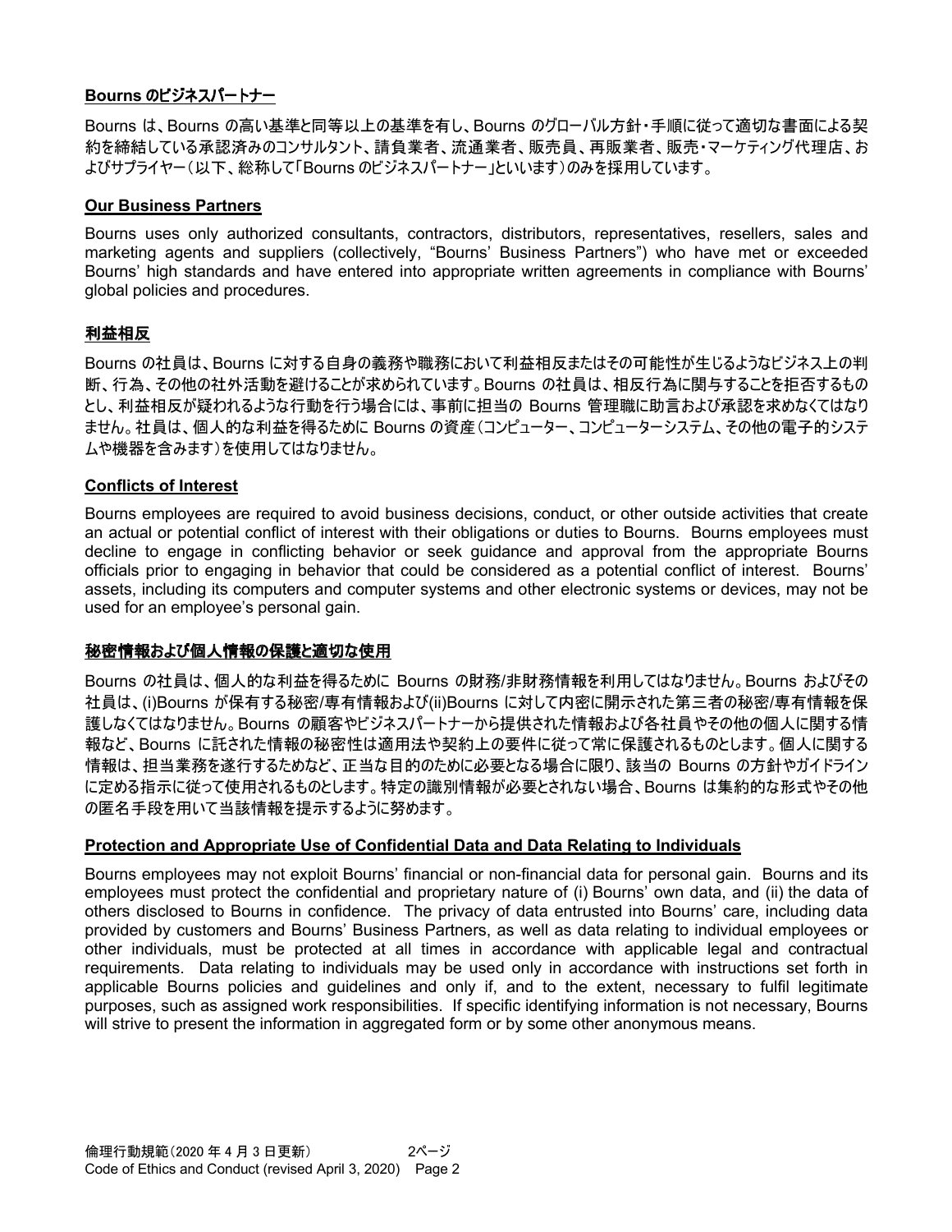**Bournsのビジネスパートナー**

Bournsは、Bournsの高い基準と同等以上の基準を有し、Bournsのグローバル方針・手順に従って適切な書面による契約を締結している承認済みのコンサルタント、請負業者、流通業者、販売員、再販業者、販売・マーケティング代理店、およびサプライヤー（以下、総称して「Bournsのビジネスパートナー」といいます）のみを採用しています。

**Our Business Partners**

Bourns uses only authorized consultants, contractors, distributors, representatives, resellers, sales and marketing agents and suppliers (collectively, "Bourns' Business Partners") who have met or exceeded Bourns' high standards and have entered into appropriate written agreements in compliance with Bourns' global policies and procedures.

**利益相反**

Bournsの社員は、Bournsに対する自身の義務や職務において利益相反またはその可能性が生じるようなビジネス上の判断、行為、その他の社外活動を避けることが求められています。Bournsの社員は、相反行為に関与することを拒否するものとし、利益相反が疑われるような行動を行う場合には、事前に担当のBourns管理職に助言および承認を求めなくてはなりません。社員は、個人的な利益を得るためにBournsの資産（コンピューター、コンピューターシステム、その他の電子的システムや機器を含みます）を使用してはなりません。

**Conflicts of Interest**

Bourns employees are required to avoid business decisions, conduct, or other outside activities that create an actual or potential conflict of interest with their obligations or duties to Bourns. Bourns employees must decline to engage in conflicting behavior or seek guidance and approval from the appropriate Bourns officials prior to engaging in behavior that could be considered as a potential conflict of interest. Bourns' assets, including its computers and computer systems and other electronic systems or devices, may not be used for an employee's personal gain.

**秘密情報および個人情報の保護と適切な使用**

Bournsの社員は、個人的な利益を得るためにBournsの財務/非財務情報を利用してはなりません。Bournsおよびその社員は、(i)Bournsが保有する秘密/専有情報および(ii)Bournsに対して内密に開示された第三者の秘密/専有情報を保護しなくてはなりません。Bournsの顧客やビジネスパートナーから提供された情報および各社員やその他の個人に関する情報など、Bournsに託された情報の秘密性は適用法や契約上の要件に従って常に保護されるものとします。個人に関する情報は、担当業務を遂行するためなど、正当な目的のために必要となる場合に限り、該当のBournsの方針やガイドラインに定める指示に従って使用されるものとします。特定の識別情報が必要とされない場合、Bournsは集約的な形式やその他の匿名手段を用いて当該情報を提示するように努めます。

**Protection and Appropriate Use of Confidential Data and Data Relating to Individuals**

Bourns employees may not exploit Bourns' financial or non-financial data for personal gain. Bourns and its employees must protect the confidential and proprietary nature of (i) Bourns' own data, and (ii) the data of others disclosed to Bourns in confidence. The privacy of data entrusted into Bourns' care, including data provided by customers and Bourns' Business Partners, as well as data relating to individual employees or other individuals, must be protected at all times in accordance with applicable legal and contractual requirements. Data relating to individuals may be used only in accordance with instructions set forth in applicable Bourns policies and guidelines and only if, and to the extent, necessary to fulfil legitimate purposes, such as assigned work responsibilities. If specific identifying information is not necessary, Bourns will strive to present the information in aggregated form or by some other anonymous means.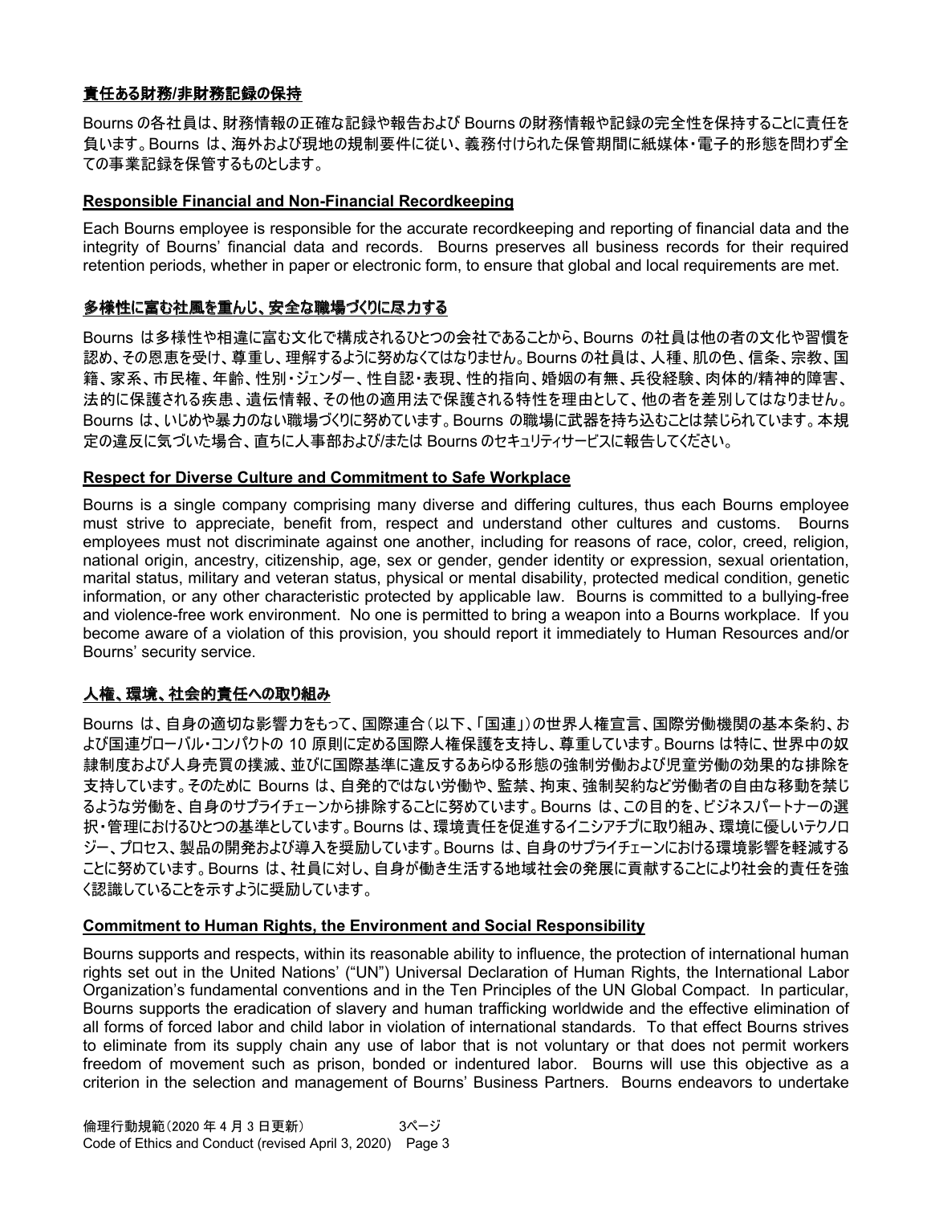**責任ある財務/非財務記録の保持**

Bourns の各社員は、財務情報の正確な記録や報告および Bourns の財務情報や記録の完全性を保持することに責任を負います。Bourns は、海外および現地の規制要件に従い、義務付けられた保管期間に紙媒体・電子的形態を問わず全ての事業記録を保管するものとします。

**Responsible Financial and Non-Financial Recordkeeping**

Each Bourns employee is responsible for the accurate recordkeeping and reporting of financial data and the integrity of Bourns' financial data and records. Bourns preserves all business records for their required retention periods, whether in paper or electronic form, to ensure that global and local requirements are met.

**多様性に富む社風を重んじ、安全な職場づくりに尽力する**

Bourns は多様性や相違に富む文化で構成されるひとつの会社であることから、Bourns の社員は他の者の文化や習慣を認め、その恩恵を受け、尊重し、理解するように努めなくてはなりません。Bourns の社員は、人種、肌の色、信条、宗教、国籍、家系、市民権、年齢、性別・ジェンダー、性自認・表現、性的指向、婚姻の有無、兵役経験、肉体的/精神的障害、法的に保護される疾患、遺伝情報、その他の適用法で保護される特性を理由として、他の者を差別してはなりません。Bourns は、いじめや暴力のない職場づくりに努めています。Bourns の職場に武器を持ち込むことは禁じられています。本規定の違反に気づいた場合、直ちに人事部および/または Bourns のセキュリティサービスに報告してください。

**Respect for Diverse Culture and Commitment to Safe Workplace**

Bourns is a single company comprising many diverse and differing cultures, thus each Bourns employee must strive to appreciate, benefit from, respect and understand other cultures and customs. Bourns employees must not discriminate against one another, including for reasons of race, color, creed, religion, national origin, ancestry, citizenship, age, sex or gender, gender identity or expression, sexual orientation, marital status, military and veteran status, physical or mental disability, protected medical condition, genetic information, or any other characteristic protected by applicable law. Bourns is committed to a bullying-free and violence-free work environment. No one is permitted to bring a weapon into a Bourns workplace. If you become aware of a violation of this provision, you should report it immediately to Human Resources and/or Bourns' security service.

**人権、環境、社会的責任への取り組み**

Bourns は、自身の適切な影響力をもって、国際連合（以下、「国連」）の世界人権宣言、国際労働機関の基本条約、および国連グローバル・コンパクトの 10 原則に定める国際人権保護を支持し、尊重しています。Bourns は特に、世界中の奴隷制度および人身売買の撲滅、並びに国際基準に違反するあらゆる形態の強制労働および児童労働の効果的な排除を支持しています。そのために Bourns は、自発的ではない労働や、監禁、拘束、強制契約など労働者の自由な移動を禁じるような労働を、自身のサプライチェーンから排除することに努めています。Bourns は、この目的を、ビジネスパートナーの選択・管理におけるひとつの基準としています。Bourns は、環境責任を促進するイニシアチブに取り組み、環境に優しいテクノロジー、プロセス、製品の開発および導入を奨励しています。Bourns は、自身のサプライチェーンにおける環境影響を軽減することに努めています。Bourns は、社員に対し、自身が働き生活する地域社会の発展に貢献することにより社会的責任を強く認識していることを示すように奨励しています。

**Commitment to Human Rights, the Environment and Social Responsibility**

Bourns supports and respects, within its reasonable ability to influence, the protection of international human rights set out in the United Nations' ("UN") Universal Declaration of Human Rights, the International Labor Organization's fundamental conventions and in the Ten Principles of the UN Global Compact. In particular, Bourns supports the eradication of slavery and human trafficking worldwide and the effective elimination of all forms of forced labor and child labor in violation of international standards. To that effect Bourns strives to eliminate from its supply chain any use of labor that is not voluntary or that does not permit workers freedom of movement such as prison, bonded or indentured labor. Bourns will use this objective as a criterion in the selection and management of Bourns' Business Partners. Bourns endeavors to undertake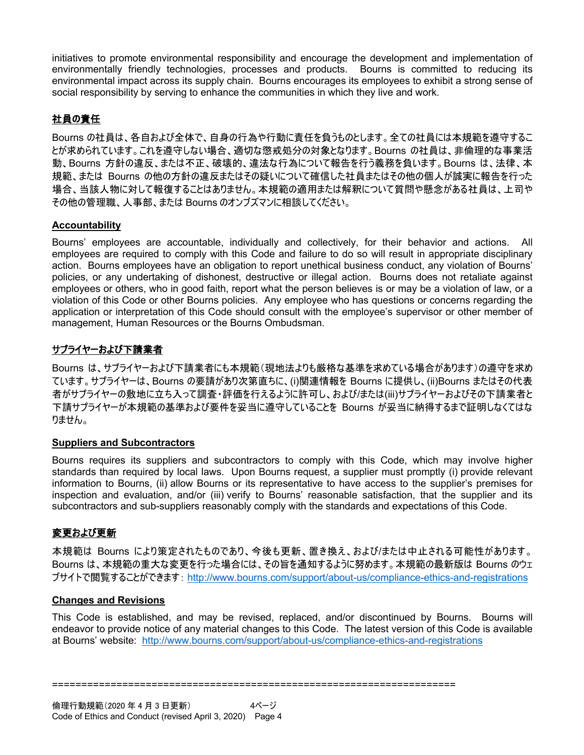initiatives to promote environmental responsibility and encourage the development and implementation of environmentally friendly technologies, processes and products. Bourns is committed to reducing its environmental impact across its supply chain. Bourns encourages its employees to exhibit a strong sense of social responsibility by serving to enhance the communities in which they live and work.

**社員の責任**

Bourns の社員は、各自および全体で、自身の行為や行動に責任を負うものとします。全ての社員には本規範を遵守することが求められています。これを遵守しない場合、適切な懲戒処分の対象となります。Bourns の社員は、非倫理的な事業活動、Bourns 方針の違反、または不正、破壊的、違法な行為について報告を行う義務を負います。Bourns は、法律、本規範、または Bourns の他の方針の違反またはその疑いについて確信した社員またはその他の個人が誠実に報告を行った場合、当該人物に対して報復することはありません。本規範の適用または解釈について質問や懸念がある社員は、上司やその他の管理職、人事部、または Bourns のオンブズマンに相談してください。

**Accountability**

Bourns' employees are accountable, individually and collectively, for their behavior and actions. All employees are required to comply with this Code and failure to do so will result in appropriate disciplinary action. Bourns employees have an obligation to report unethical business conduct, any violation of Bourns' policies, or any undertaking of dishonest, destructive or illegal action. Bourns does not retaliate against employees or others, who in good faith, report what the person believes is or may be a violation of law, or a violation of this Code or other Bourns policies. Any employee who has questions or concerns regarding the application or interpretation of this Code should consult with the employee's supervisor or other member of management, Human Resources or the Bourns Ombudsman.

**サプライヤーおよび下請業者**

Bourns は、サプライヤーおよび下請業者にも本規範(現地法よりも厳格な基準を求めている場合があります)の遵守を求めています。サプライヤーは、Bourns の要請があり次第直ちに、(i)関連情報を Bourns に提供し、(ii)Bourns またはその代表者がサプライヤーの敷地に立ち入って調査・評価を行えるように許可し、および/または(iii)サプライヤーおよびその下請業者と下請サプライヤーが本規範の基準および要件を妥当に遵守していることを Bourns が妥当に納得するまで証明しなくてはなりません。

**Suppliers and Subcontractors**

Bourns requires its suppliers and subcontractors to comply with this Code, which may involve higher standards than required by local laws. Upon Bourns request, a supplier must promptly (i) provide relevant information to Bourns, (ii) allow Bourns or its representative to have access to the supplier's premises for inspection and evaluation, and/or (iii) verify to Bourns' reasonable satisfaction, that the supplier and its subcontractors and sub-suppliers reasonably comply with the standards and expectations of this Code.

**変更および更新**

本規範は Bourns により策定されたものであり、今後も更新、置き換え、および/または中止される可能性があります。Bourns は、本規範の重大な変更を行った場合には、その旨を通知するように努めます。本規範の最新版は Bourns のウェブサイトで閲覧することができます: http://www.bourns.com/support/about-us/compliance-ethics-and-registrations

**Changes and Revisions**

This Code is established, and may be revised, replaced, and/or discontinued by Bourns. Bourns will endeavor to provide notice of any material changes to this Code. The latest version of this Code is available at Bourns' website: http://www.bourns.com/support/about-us/compliance-ethics-and-registrations

======================================================================